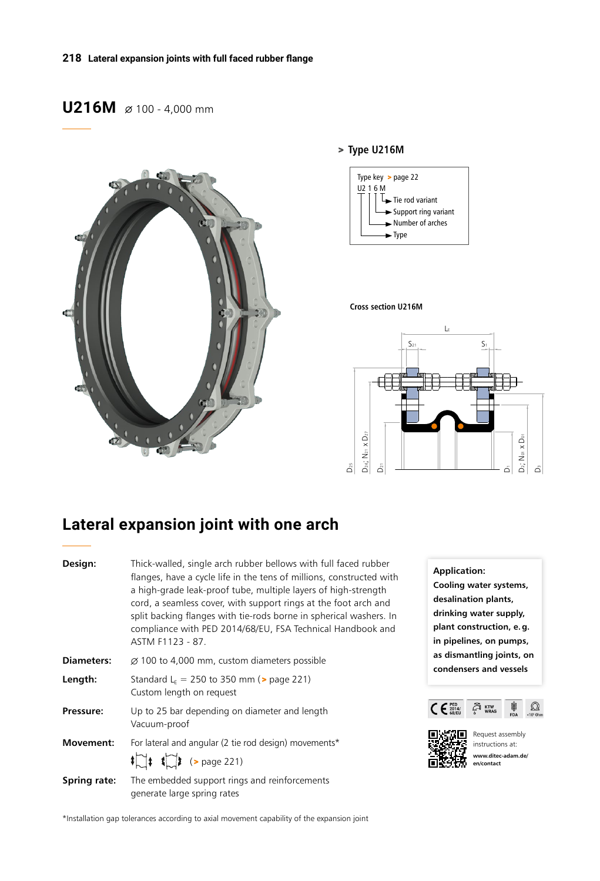# U216M ⌀ 100 - 4,000 mm

## > Type U216M

Type key > page 22

U2 1 6 M

- Tie rod variant
- Support ring variant
- Number of arches
- Type

**Cross section U216M**

## Lateral expansion joint with one arch

**Design:** Thick-walled, single arch rubber bellows with full faced rubber flanges, have a cycle life in the tens of millions, constructed with a high-grade leak-proof tube, multiple layers of high-strength cord, a seamless cover, with support rings at the foot arch and split backing flanges with tie-rods borne in spherical washers. In compliance with PED 2014/68/EU, FSA Technical Handbook and ASTM F1123 - 87.

**Diameters:** ⌀ 100 to 4,000 mm, custom diameters possible

**Length:** Standard $L_E$ = 250 to 350 mm (> page 221)
Custom length on request

**Pressure:** Up to 25 bar depending on diameter and length
Vacuum-proof

**Movement:** For lateral and angular (2 tie rod design) movements*
(> page 221)

**Spring rate:** The embedded support rings and reinforcements generate large spring rates

**Application:**
**Cooling water systems, desalination plants, drinking water supply, plant construction, e.g. in pipelines, on pumps, as dismantling joints, on condensers and vessels**

Request assembly instructions at:
**www.ditec-adam.de/en/contact**

*Installation gap tolerances according to axial movement capability of the expansion joint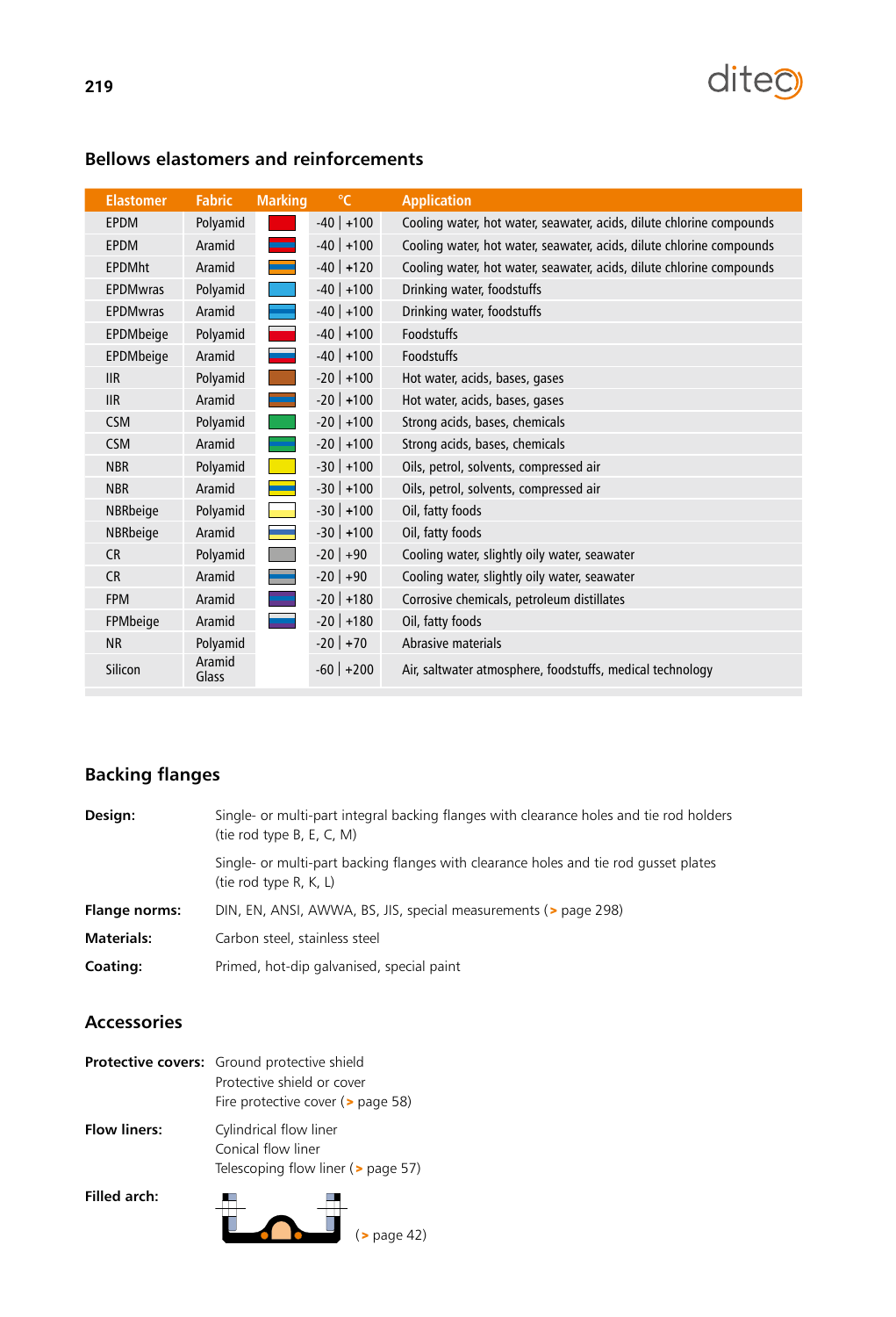## Bellows elastomers and reinforcements

| Elastomer | Fabric | Marking | °C | Application |
|---|---|---|---|---|
| EPDM | Polyamid | | -40 \| +100 | Cooling water, hot water, seawater, acids, dilute chlorine compounds |
| EPDM | Aramid | | -40 \| +100 | Cooling water, hot water, seawater, acids, dilute chlorine compounds |
| EPDMht | Aramid | | -40 \| +120 | Cooling water, hot water, seawater, acids, dilute chlorine compounds |
| EPDMwras | Polyamid | | -40 \| +100 | Drinking water, foodstuffs |
| EPDMwras | Aramid | | -40 \| +100 | Drinking water, foodstuffs |
| EPDMbeige | Polyamid | | -40 \| +100 | Foodstuffs |
| EPDMbeige | Aramid | | -40 \| +100 | Foodstuffs |
| IIR | Polyamid | | -20 \| +100 | Hot water, acids, bases, gases |
| IIR | Aramid | | -20 \| +100 | Hot water, acids, bases, gases |
| CSM | Polyamid | | -20 \| +100 | Strong acids, bases, chemicals |
| CSM | Aramid | | -20 \| +100 | Strong acids, bases, chemicals |
| NBR | Polyamid | | -30 \| +100 | Oils, petrol, solvents, compressed air |
| NBR | Aramid | | -30 \| +100 | Oils, petrol, solvents, compressed air |
| NBRbeige | Polyamid | | -30 \| +100 | Oil, fatty foods |
| NBRbeige | Aramid | | -30 \| +100 | Oil, fatty foods |
| CR | Polyamid | | -20 \| +90 | Cooling water, slightly oily water, seawater |
| CR | Aramid | | -20 \| +90 | Cooling water, slightly oily water, seawater |
| FPM | Aramid | | -20 \| +180 | Corrosive chemicals, petroleum distillates |
| FPMbeige | Aramid | | -20 \| +180 | Oil, fatty foods |
| NR | Polyamid | | -20 \| +70 | Abrasive materials |
| Silicon | Aramid Glass | | -60 \| +200 | Air, saltwater atmosphere, foodstuffs, medical technology |

## Backing flanges

**Design:** Single- or multi-part integral backing flanges with clearance holes and tie rod holders (tie rod type B, E, C, M)

Single- or multi-part backing flanges with clearance holes and tie rod gusset plates (tie rod type R, K, L)

**Flange norms:** DIN, EN, ANSI, AWWA, BS, JIS, special measurements (> page 298)

**Materials:** Carbon steel, stainless steel

**Coating:** Primed, hot-dip galvanised, special paint

## Accessories

**Protective covers:** Ground protective shield
Protective shield or cover
Fire protective cover (> page 58)

**Flow liners:** Cylindrical flow liner
Conical flow liner
Telescoping flow liner (> page 57)

**Filled arch:** (> page 42)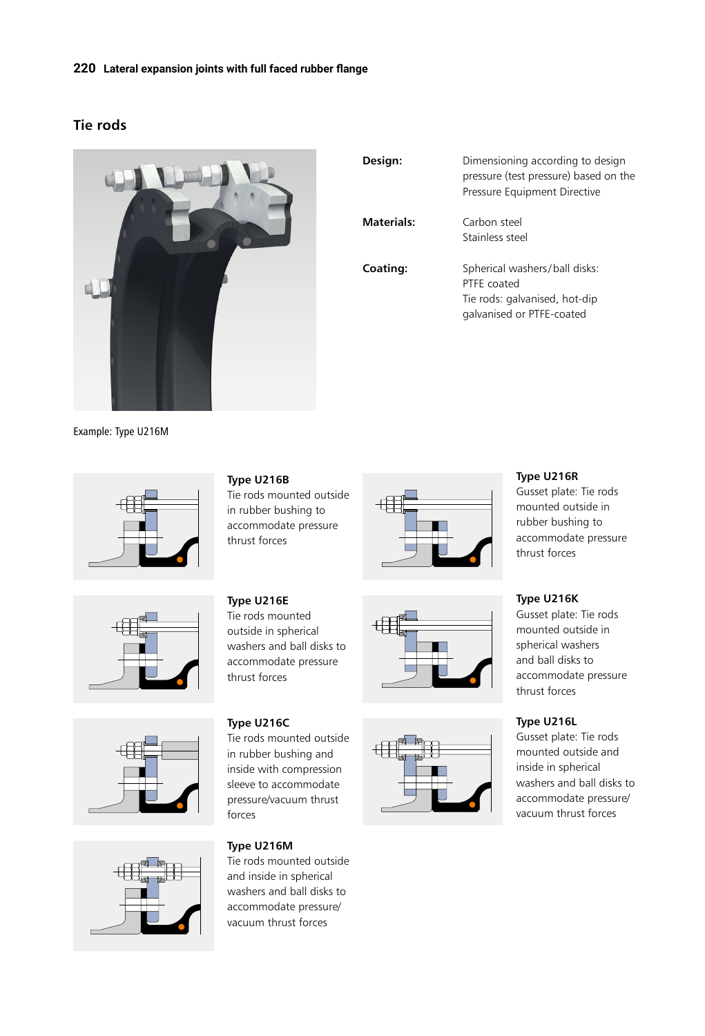## Tie rods

| | |
|---|---|
| **Design:** | Dimensioning according to design pressure (test pressure) based on the Pressure Equipment Directive |
| **Materials:** | Carbon steel<br>Stainless steel |
| **Coating:** | Spherical washers/ball disks: PTFE coated<br>Tie rods: galvanised, hot-dip galvanised or PTFE-coated |

Example: Type U216M

**Type U216B**
Tie rods mounted outside in rubber bushing to accommodate pressure thrust forces

**Type U216R**
Gusset plate: Tie rods mounted in rubber bushing to accommodate pressure thrust forces

**Type U216E**
Tie rods mounted outside in spherical washers and ball disks to accommodate pressure thrust forces

**Type U216K**
Gusset plate: Tie rods mounted outside in spherical washers and ball disks to accommodate pressure thrust forces

**Type U216C**
Tie rods mounted outside in rubber bushing and inside with compression sleeve to accommodate pressure/vacuum thrust forces

**Type U216L**
Gusset plate: Tie rods mounted outside and inside in spherical washers and ball disks to accommodate pressure/ vacuum thrust forces

**Type U216M**
Tie rods mounted outside and inside in spherical washers and ball disks to accommodate pressure/ vacuum thrust forces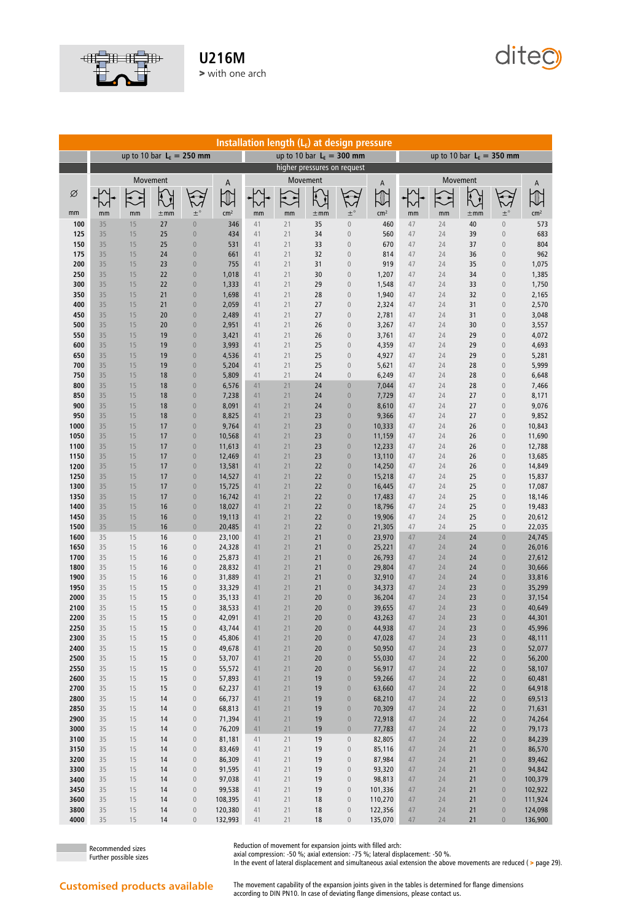# U216M

**>** with one arch

| Ø | up to 10 bar $L_E$ = 250 mm | | | | | up to 10 bar $L_E$ = 300 mm | | | | | up to 10 bar $L_E$ = 350 mm | | | | |
|---|---|---|---|---|---|---|---|---|---|---|---|---|---|---|---|
| | Movement | | | | A | Movement | | | | A | Movement | | | | A |
| mm | mm | mm | ±mm | ±° | cm² | mm | mm | ±mm | ±° | cm² | mm | mm | ±mm | ±° | cm² |
| 100 | 35 | 15 | 27 | 0 | 346 | 41 | 21 | 35 | 0 | 460 | 47 | 24 | 40 | 0 | 573 |
| 125 | 35 | 15 | 25 | 0 | 434 | 41 | 21 | 34 | 0 | 560 | 47 | 24 | 39 | 0 | 683 |
| 150 | 35 | 15 | 25 | 0 | 531 | 41 | 21 | 33 | 0 | 670 | 47 | 24 | 37 | 0 | 804 |
| 175 | 35 | 15 | 24 | 0 | 661 | 41 | 21 | 32 | 0 | 814 | 47 | 24 | 36 | 0 | 962 |
| 200 | 35 | 15 | 23 | 0 | 755 | 41 | 21 | 31 | 0 | 919 | 47 | 24 | 35 | 0 | 1,075 |
| 250 | 35 | 15 | 22 | 0 | 1,018 | 41 | 21 | 30 | 0 | 1,207 | 47 | 24 | 34 | 0 | 1,385 |
| 300 | 35 | 15 | 22 | 0 | 1,333 | 41 | 21 | 29 | 0 | 1,548 | 47 | 24 | 33 | 0 | 1,750 |
| 350 | 35 | 15 | 21 | 0 | 1,698 | 41 | 21 | 28 | 0 | 1,940 | 47 | 24 | 32 | 0 | 2,165 |
| 400 | 35 | 15 | 21 | 0 | 2,059 | 41 | 21 | 27 | 0 | 2,324 | 47 | 24 | 31 | 0 | 2,570 |
| 450 | 35 | 15 | 20 | 0 | 2,489 | 41 | 21 | 27 | 0 | 2,781 | 47 | 24 | 31 | 0 | 3,048 |
| 500 | 35 | 15 | 20 | 0 | 2,951 | 41 | 21 | 26 | 0 | 3,267 | 47 | 24 | 30 | 0 | 3,557 |
| 550 | 35 | 15 | 19 | 0 | 3,421 | 41 | 21 | 26 | 0 | 3,761 | 47 | 24 | 29 | 0 | 4,072 |
| 600 | 35 | 15 | 19 | 0 | 3,993 | 41 | 21 | 25 | 0 | 4,359 | 47 | 24 | 29 | 0 | 4,693 |
| 650 | 35 | 15 | 19 | 0 | 4,536 | 41 | 21 | 25 | 0 | 4,927 | 47 | 24 | 29 | 0 | 5,281 |
| 700 | 35 | 15 | 19 | 0 | 5,204 | 41 | 21 | 25 | 0 | 5,621 | 47 | 24 | 28 | 0 | 5,999 |
| 750 | 35 | 15 | 18 | 0 | 5,809 | 41 | 21 | 24 | 0 | 6,249 | 47 | 24 | 28 | 0 | 6,648 |
| 800 | 35 | 15 | 18 | 0 | 6,576 | 41 | 21 | 24 | 0 | 7,044 | 47 | 24 | 28 | 0 | 7,466 |
| 850 | 35 | 15 | 18 | 0 | 7,238 | 41 | 21 | 24 | 0 | 7,729 | 47 | 24 | 27 | 0 | 8,171 |
| 900 | 35 | 15 | 18 | 0 | 8,091 | 41 | 21 | 24 | 0 | 8,610 | 47 | 24 | 27 | 0 | 9,076 |
| 950 | 35 | 15 | 18 | 0 | 8,825 | 41 | 21 | 23 | 0 | 9,366 | 47 | 24 | 27 | 0 | 9,852 |
| 1000 | 35 | 15 | 17 | 0 | 9,764 | 41 | 21 | 23 | 0 | 10,333 | 47 | 24 | 26 | 0 | 10,843 |
| 1050 | 35 | 15 | 17 | 0 | 10,568 | 41 | 21 | 23 | 0 | 11,159 | 47 | 24 | 26 | 0 | 11,690 |
| 1100 | 35 | 15 | 17 | 0 | 11,613 | 41 | 21 | 23 | 0 | 12,233 | 47 | 24 | 26 | 0 | 12,788 |
| 1150 | 35 | 15 | 17 | 0 | 12,469 | 41 | 21 | 23 | 0 | 13,110 | 47 | 24 | 26 | 0 | 13,685 |
| 1200 | 35 | 15 | 17 | 0 | 13,581 | 41 | 21 | 22 | 0 | 14,250 | 47 | 24 | 26 | 0 | 14,849 |
| 1250 | 35 | 15 | 17 | 0 | 14,527 | 41 | 21 | 22 | 0 | 15,218 | 47 | 24 | 25 | 0 | 15,837 |
| 1300 | 35 | 15 | 17 | 0 | 15,725 | 41 | 21 | 22 | 0 | 16,445 | 47 | 24 | 25 | 0 | 17,087 |
| 1350 | 35 | 15 | 17 | 0 | 16,742 | 41 | 21 | 22 | 0 | 17,483 | 47 | 24 | 25 | 0 | 18,146 |
| 1400 | 35 | 15 | 16 | 0 | 18,027 | 41 | 21 | 22 | 0 | 18,796 | 47 | 24 | 25 | 0 | 19,483 |
| 1450 | 35 | 15 | 16 | 0 | 19,113 | 41 | 21 | 22 | 0 | 19,906 | 47 | 24 | 25 | 0 | 20,612 |
| 1500 | 35 | 15 | 16 | 0 | 20,485 | 41 | 21 | 22 | 0 | 21,305 | 47 | 24 | 25 | 0 | 22,035 |
| 1600 | 35 | 15 | 16 | 0 | 23,100 | 41 | 21 | 21 | 0 | 23,970 | 47 | 24 | 24 | 0 | 24,745 |
| 1650 | 35 | 15 | 16 | 0 | 24,328 | 41 | 21 | 21 | 0 | 25,221 | 47 | 24 | 24 | 0 | 26,016 |
| 1700 | 35 | 15 | 16 | 0 | 25,873 | 41 | 21 | 21 | 0 | 26,793 | 47 | 24 | 24 | 0 | 27,612 |
| 1800 | 35 | 15 | 16 | 0 | 28,832 | 41 | 21 | 21 | 0 | 29,804 | 47 | 24 | 24 | 0 | 30,666 |
| 1900 | 35 | 15 | 16 | 0 | 31,889 | 41 | 21 | 21 | 0 | 32,910 | 47 | 24 | 24 | 0 | 33,816 |
| 1950 | 35 | 15 | 15 | 0 | 33,329 | 41 | 21 | 21 | 0 | 34,373 | 47 | 24 | 23 | 0 | 35,299 |
| 2000 | 35 | 15 | 15 | 0 | 35,133 | 41 | 21 | 20 | 0 | 36,204 | 47 | 24 | 23 | 0 | 37,154 |
| 2100 | 35 | 15 | 15 | 0 | 38,533 | 41 | 21 | 20 | 0 | 39,655 | 47 | 24 | 23 | 0 | 40,649 |
| 2200 | 35 | 15 | 15 | 0 | 42,091 | 41 | 21 | 20 | 0 | 43,263 | 47 | 24 | 23 | 0 | 44,301 |
| 2250 | 35 | 15 | 15 | 0 | 43,744 | 41 | 21 | 20 | 0 | 44,938 | 47 | 24 | 23 | 0 | 45,996 |
| 2300 | 35 | 15 | 15 | 0 | 45,806 | 41 | 21 | 20 | 0 | 47,028 | 47 | 24 | 23 | 0 | 48,111 |
| 2400 | 35 | 15 | 15 | 0 | 49,678 | 41 | 21 | 20 | 0 | 50,950 | 47 | 24 | 23 | 0 | 52,077 |
| 2500 | 35 | 15 | 15 | 0 | 53,707 | 41 | 21 | 20 | 0 | 55,030 | 47 | 24 | 22 | 0 | 56,200 |
| 2550 | 35 | 15 | 15 | 0 | 55,572 | 41 | 21 | 20 | 0 | 56,917 | 47 | 24 | 22 | 0 | 58,107 |
| 2600 | 35 | 15 | 15 | 0 | 57,893 | 41 | 21 | 19 | 0 | 59,266 | 47 | 24 | 22 | 0 | 60,481 |
| 2700 | 35 | 15 | 15 | 0 | 62,237 | 41 | 21 | 19 | 0 | 63,660 | 47 | 24 | 22 | 0 | 64,918 |
| 2800 | 35 | 15 | 14 | 0 | 66,737 | 41 | 21 | 19 | 0 | 68,210 | 47 | 24 | 22 | 0 | 69,513 |
| 2850 | 35 | 15 | 14 | 0 | 68,813 | 41 | 21 | 19 | 0 | 70,309 | 47 | 24 | 22 | 0 | 71,631 |
| 2900 | 35 | 15 | 14 | 0 | 71,394 | 41 | 21 | 19 | 0 | 72,918 | 47 | 24 | 22 | 0 | 74,264 |
| 3000 | 35 | 15 | 14 | 0 | 76,209 | 41 | 21 | 19 | 0 | 77,783 | 47 | 24 | 22 | 0 | 79,173 |
| 3100 | 35 | 15 | 14 | 0 | 81,181 | 41 | 21 | 19 | 0 | 82,805 | 47 | 24 | 22 | 0 | 84,239 |
| 3150 | 35 | 15 | 14 | 0 | 83,469 | 41 | 21 | 19 | 0 | 85,116 | 47 | 24 | 21 | 0 | 86,570 |
| 3200 | 35 | 15 | 14 | 0 | 86,309 | 41 | 21 | 19 | 0 | 87,984 | 47 | 24 | 21 | 0 | 89,462 |
| 3300 | 35 | 15 | 14 | 0 | 91,595 | 41 | 21 | 19 | 0 | 93,320 | 47 | 24 | 21 | 0 | 94,842 |
| 3400 | 35 | 15 | 14 | 0 | 97,038 | 41 | 21 | 19 | 0 | 98,813 | 47 | 24 | 21 | 0 | 100,379 |
| 3450 | 35 | 15 | 14 | 0 | 99,538 | 41 | 21 | 19 | 0 | 101,336 | 47 | 24 | 21 | 0 | 102,922 |
| 3600 | 35 | 15 | 14 | 0 | 108,395 | 41 | 21 | 18 | 0 | 110,270 | 47 | 24 | 21 | 0 | 111,924 |
| 3800 | 35 | 15 | 14 | 0 | 120,380 | 41 | 21 | 18 | 0 | 122,356 | 47 | 24 | 21 | 0 | 124,098 |
| 4000 | 35 | 15 | 14 | 0 | 132,993 | 41 | 21 | 18 | 0 | 135,070 | 47 | 24 | 21 | 0 | 136,900 |

Installation length ($L_E$) at design pressure — higher pressures on request

Recommended sizes
Further possible sizes

Reduction of movement for expansion joints with filled arch:
axial compression: -50 %; axial extension: -75 %; lateral displacement: -50 %.
In the event of lateral displacement and simultaneous axial extension the above movements are reduced ( **>** page 29).

**Customised products available**

The movement capability of the expansion joints given in the tables is determined for flange dimensions according to DIN PN10. In case of deviating flange dimensions, please contact us.